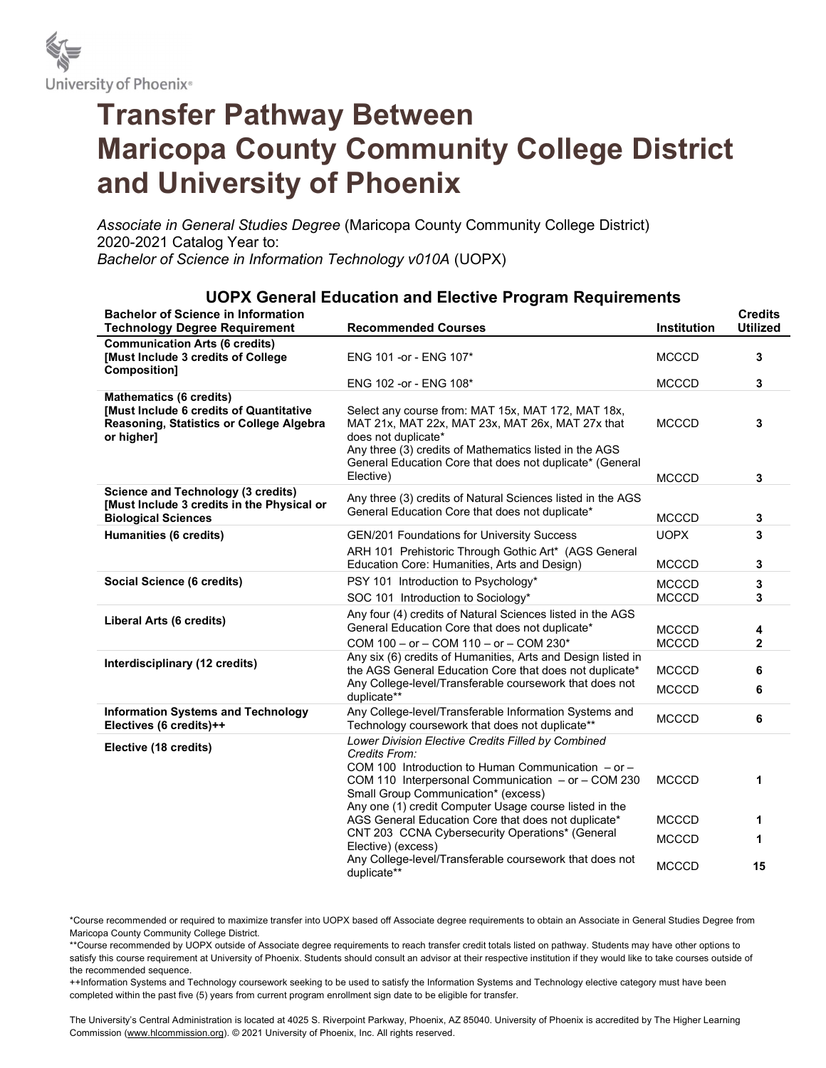University of Phoenix®

# Transfer Pathway Between Maricopa County Community College District and University of Phoenix

*Associate in General Studies Degree* (Maricopa County Community College District)
2020-2021 Catalog Year to:
*Bachelor of Science in Information Technology v010A* (UOPX)

## UOPX General Education and Elective Program Requirements

| Bachelor of Science in Information Technology Degree Requirement | Recommended Courses | Institution | Credits Utilized |
|---|---|---|---|
| **Communication Arts (6 credits) [Must Include 3 credits of College Composition]** | ENG 101 -or - ENG 107* | MCCCD | **3** |
| | ENG 102 -or - ENG 108* | MCCCD | **3** |
| **Mathematics (6 credits) [Must Include 6 credits of Quantitative Reasoning, Statistics or College Algebra or higher]** | Select any course from: MAT 15x, MAT 172, MAT 18x, MAT 21x, MAT 22x, MAT 23x, MAT 26x, MAT 27x that does not duplicate* | MCCCD | **3** |
| | Any three (3) credits of Mathematics listed in the AGS General Education Core that does not duplicate* (General Elective) | MCCCD | **3** |
| **Science and Technology (3 credits) [Must Include 3 credits in the Physical or Biological Sciences** | Any three (3) credits of Natural Sciences listed in the AGS General Education Core that does not duplicate* | MCCCD | **3** |
| **Humanities (6 credits)** | GEN/201 Foundations for University Success | UOPX | **3** |
| | ARH 101 Prehistoric Through Gothic Art* (AGS General Education Core: Humanities, Arts and Design) | MCCCD | **3** |
| **Social Science (6 credits)** | PSY 101 Introduction to Psychology* | MCCCD | **3** |
| | SOC 101 Introduction to Sociology* | MCCCD | **3** |
| **Liberal Arts (6 credits)** | Any four (4) credits of Natural Sciences listed in the AGS General Education Core that does not duplicate* | MCCCD | **4** |
| | COM 100 – or – COM 110 – or – COM 230* | MCCCD | **2** |
| **Interdisciplinary (12 credits)** | Any six (6) credits of Humanities, Arts and Design listed in the AGS General Education Core that does not duplicate* | MCCCD | **6** |
| | Any College-level/Transferable coursework that does not duplicate** | MCCCD | **6** |
| **Information Systems and Technology Electives (6 credits)++** | Any College-level/Transferable Information Systems and Technology coursework that does not duplicate** | MCCCD | **6** |
| **Elective (18 credits)** | *Lower Division Elective Credits Filled by Combined Credits From:* COM 100 Introduction to Human Communication – or – COM 110 Interpersonal Communication – or – COM 230 Small Group Communication* (excess) | MCCCD | **1** |
| | Any one (1) credit Computer Usage course listed in the AGS General Education Core that does not duplicate* | MCCCD | **1** |
| | CNT 203 CCNA Cybersecurity Operations* (General Elective) (excess) | MCCCD | **1** |
| | Any College-level/Transferable coursework that does not duplicate** | MCCCD | **15** |

*Course recommended or required to maximize transfer into UOPX based off Associate degree requirements to obtain an Associate in General Studies Degree from Maricopa County Community College District.

**Course recommended by UOPX outside of Associate degree requirements to reach transfer credit totals listed on pathway. Students may have other options to satisfy this course requirement at University of Phoenix. Students should consult an advisor at their respective institution if they would like to take courses outside of the recommended sequence.

++Information Systems and Technology coursework seeking to be used to satisfy the Information Systems and Technology elective category must have been completed within the past five (5) years from current program enrollment sign date to be eligible for transfer.

The University's Central Administration is located at 4025 S. Riverpoint Parkway, Phoenix, AZ 85040. University of Phoenix is accredited by The Higher Learning Commission (www.hlcommission.org). © 2021 University of Phoenix, Inc. All rights reserved.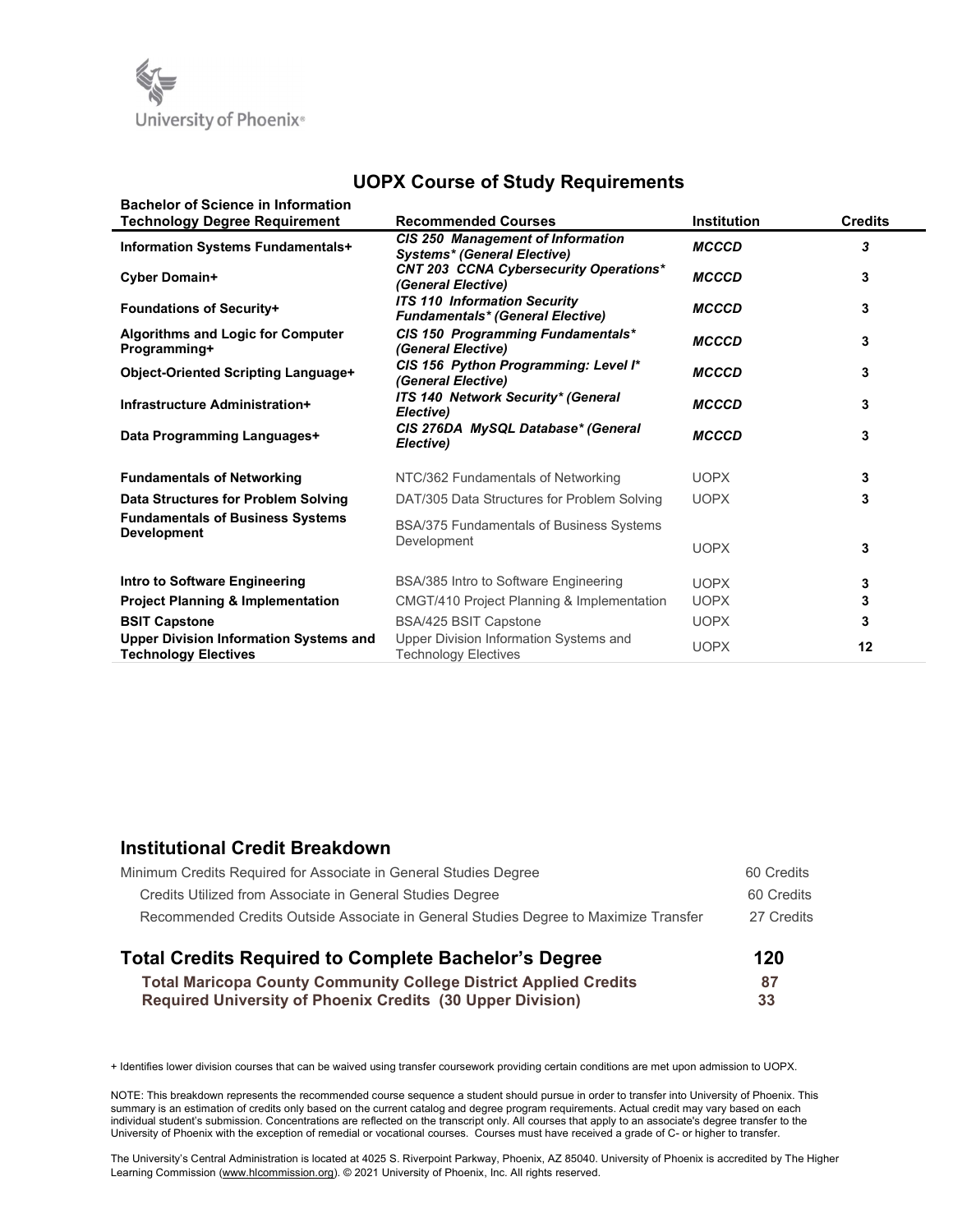University of Phoenix®

## UOPX Course of Study Requirements

| Bachelor of Science in Information Technology Degree Requirement | Recommended Courses | Institution | Credits |
|---|---|---|---|
| **Information Systems Fundamentals+** | ***CIS 250 Management of Information Systems\* (General Elective)*** | ***MCCCD*** | ***3*** |
| **Cyber Domain+** | ***CNT 203 CCNA Cybersecurity Operations\* (General Elective)*** | ***MCCCD*** | **3** |
| **Foundations of Security+** | ***ITS 110 Information Security Fundamentals\* (General Elective)*** | ***MCCCD*** | **3** |
| **Algorithms and Logic for Computer Programming+** | ***CIS 150 Programming Fundamentals\* (General Elective)*** | ***MCCCD*** | **3** |
| **Object-Oriented Scripting Language+** | ***CIS 156 Python Programming: Level I\* (General Elective)*** | ***MCCCD*** | **3** |
| **Infrastructure Administration+** | ***ITS 140 Network Security\* (General Elective)*** | ***MCCCD*** | **3** |
| **Data Programming Languages+** | ***CIS 276DA MySQL Database\* (General Elective)*** | ***MCCCD*** | **3** |
| **Fundamentals of Networking** | NTC/362 Fundamentals of Networking | UOPX | **3** |
| **Data Structures for Problem Solving** | DAT/305 Data Structures for Problem Solving | UOPX | **3** |
| **Fundamentals of Business Systems Development** | BSA/375 Fundamentals of Business Systems Development | UOPX | **3** |
| **Intro to Software Engineering** | BSA/385 Intro to Software Engineering | UOPX | **3** |
| **Project Planning & Implementation** | CMGT/410 Project Planning & Implementation | UOPX | **3** |
| **BSIT Capstone** | BSA/425 BSIT Capstone | UOPX | **3** |
| **Upper Division Information Systems and Technology Electives** | Upper Division Information Systems and Technology Electives | UOPX | **12** |

## Institutional Credit Breakdown

| | |
|---|---|
| Minimum Credits Required for Associate in General Studies Degree | 60 Credits |
| Credits Utilized from Associate in General Studies Degree | 60 Credits |
| Recommended Credits Outside Associate in General Studies Degree to Maximize Transfer | 27 Credits |

| | |
|---|---|
| **Total Credits Required to Complete Bachelor's Degree** | **120** |
| **Total Maricopa County Community College District Applied Credits** | **87** |
| **Required University of Phoenix Credits (30 Upper Division)** | **33** |

+ Identifies lower division courses that can be waived using transfer coursework providing certain conditions are met upon admission to UOPX.

NOTE: This breakdown represents the recommended course sequence a student should pursue in order to transfer into University of Phoenix. This summary is an estimation of credits only based on the current catalog and degree program requirements. Actual credit may vary based on each individual student's submission. Concentrations are reflected on the transcript only. All courses that apply to an associate's degree transfer to the University of Phoenix with the exception of remedial or vocational courses. Courses must have received a grade of C- or higher to transfer.

The University's Central Administration is located at 4025 S. Riverpoint Parkway, Phoenix, AZ 85040. University of Phoenix is accredited by The Higher Learning Commission (www.hlcommission.org). © 2021 University of Phoenix, Inc. All rights reserved.